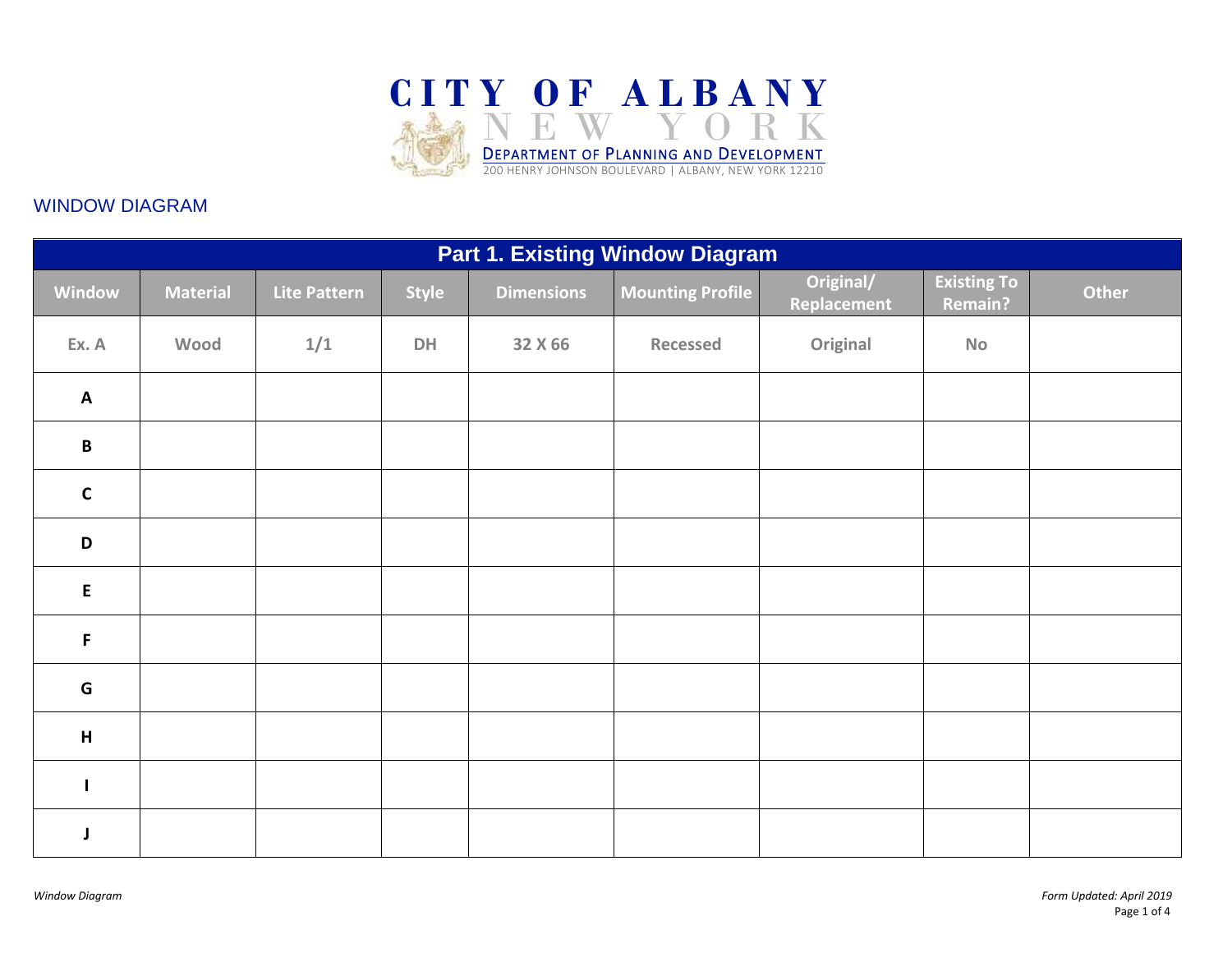# CITY OF ALBANY

NEW YORK

DEPARTMENT OF PLANNING AND DEVELOPMENT

200 HENRY JOHNSON BOULEVARD | ALBANY, NEW YORK 12210

## WINDOW DIAGRAM

| Part 1. Existing Window Diagram | | | | | | | | |
|---|---|---|---|---|---|---|---|---|
| **Window** | **Material** | **Lite Pattern** | **Style** | **Dimensions** | **Mounting Profile** | **Original/ Replacement** | **Existing To Remain?** | **Other** |
| Ex. A | Wood | 1/1 | DH | 32 X 66 | Recessed | Original | No | |
| **A** | | | | | | | | |
| **B** | | | | | | | | |
| **C** | | | | | | | | |
| **D** | | | | | | | | |
| **E** | | | | | | | | |
| **F** | | | | | | | | |
| **G** | | | | | | | | |
| **H** | | | | | | | | |
| **I** | | | | | | | | |
| **J** | | | | | | | | |

*Window Diagram*

*Form Updated: April 2019*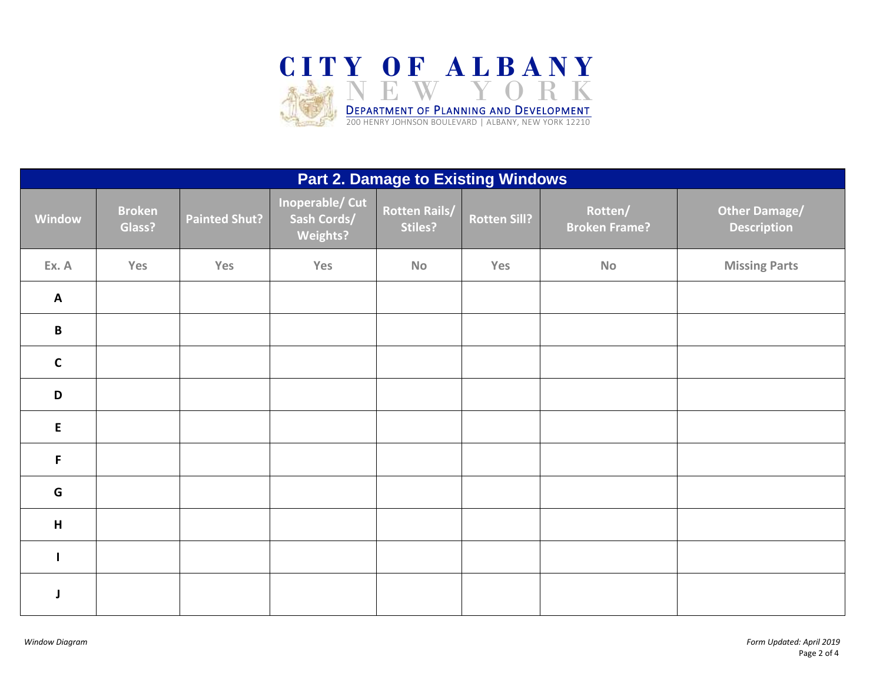CITY OF ALBANY
NEW YORK
DEPARTMENT OF PLANNING AND DEVELOPMENT
200 HENRY JOHNSON BOULEVARD | ALBANY, NEW YORK 12210

## Part 2. Damage to Existing Windows

| Window | Broken Glass? | Painted Shut? | Inoperable/ Cut Sash Cords/ Weights? | Rotten Rails/ Stiles? | Rotten Sill? | Rotten/ Broken Frame? | Other Damage/ Description |
|---|---|---|---|---|---|---|---|
| Ex. A | Yes | Yes | Yes | No | Yes | No | Missing Parts |
| A | | | | | | | |
| B | | | | | | | |
| C | | | | | | | |
| D | | | | | | | |
| E | | | | | | | |
| F | | | | | | | |
| G | | | | | | | |
| H | | | | | | | |
| I | | | | | | | |
| J | | | | | | | |

*Window Diagram*

*Form Updated: April 2019*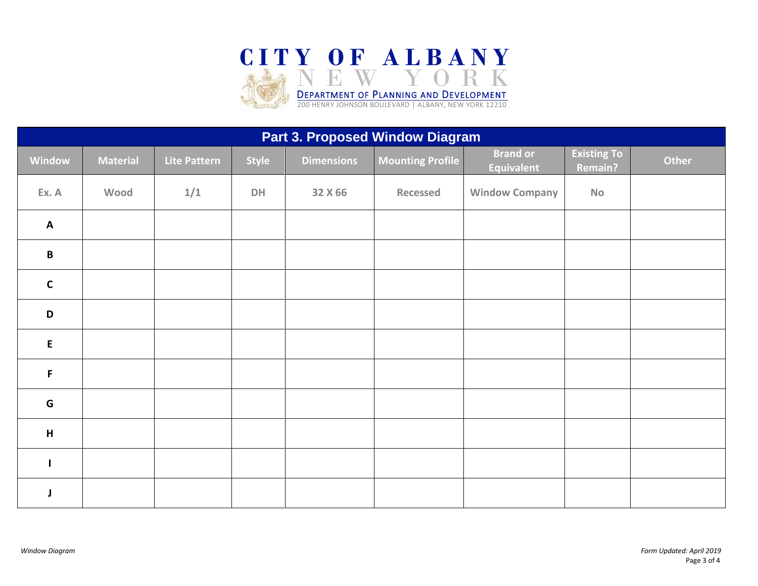# CITY OF ALBANY
## NEW YORK
DEPARTMENT OF PLANNING AND DEVELOPMENT
200 HENRY JOHNSON BOULEVARD | ALBANY, NEW YORK 12210

## Part 3. Proposed Window Diagram

| Window | Material | Lite Pattern | Style | Dimensions | Mounting Profile | Brand or Equivalent | Existing To Remain? | Other |
|---|---|---|---|---|---|---|---|---|
| Ex. A | Wood | 1/1 | DH | 32 X 66 | Recessed | Window Company | No | |
| A | | | | | | | | |
| B | | | | | | | | |
| C | | | | | | | | |
| D | | | | | | | | |
| E | | | | | | | | |
| F | | | | | | | | |
| G | | | | | | | | |
| H | | | | | | | | |
| I | | | | | | | | |
| J | | | | | | | | |

*Window Diagram*

*Form Updated: April 2019*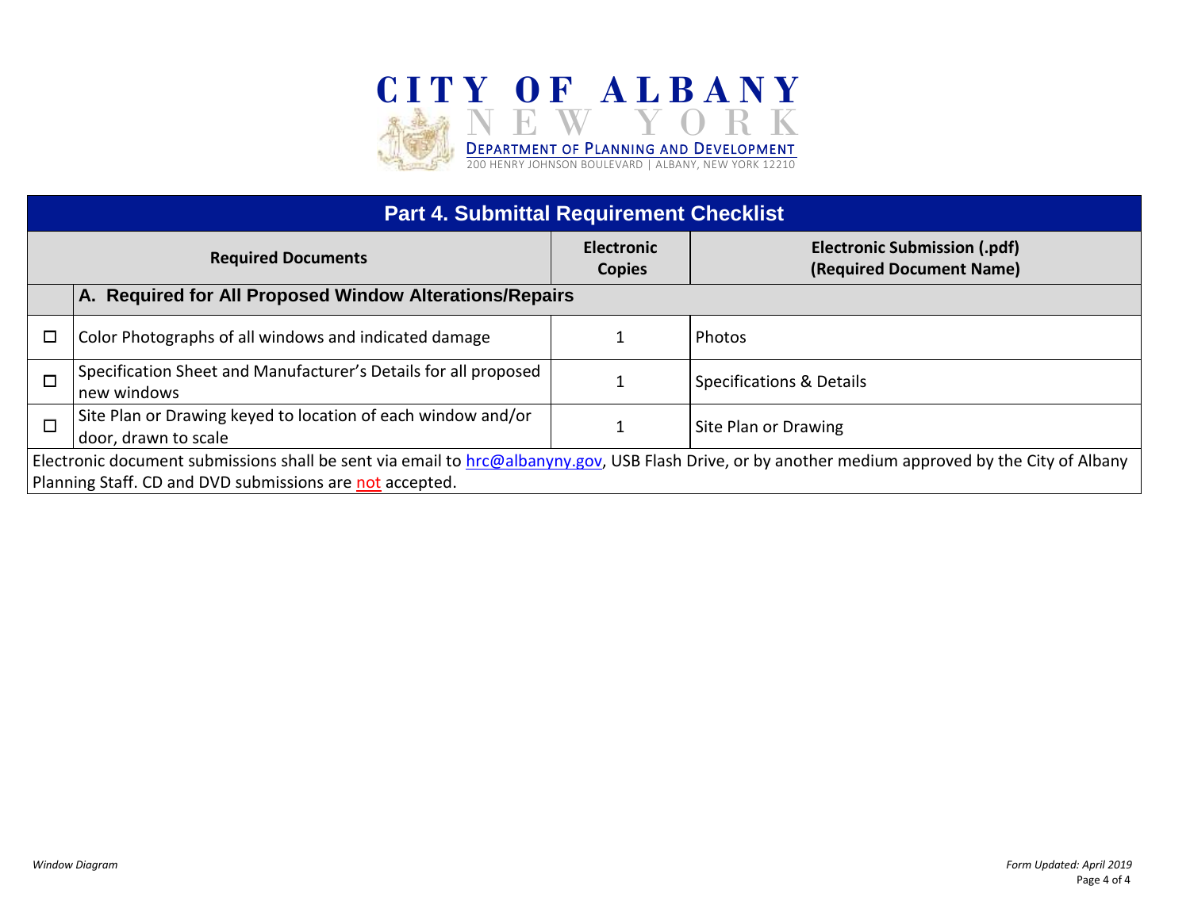# CITY OF ALBANY
# NEW YORK

DEPARTMENT OF PLANNING AND DEVELOPMENT
200 HENRY JOHNSON BOULEVARD | ALBANY, NEW YORK 12210

## Part 4. Submittal Requirement Checklist

| | Required Documents | Electronic Copies | Electronic Submission (.pdf) (Required Document Name) |
|---|---|---|---|
| | **A. Required for All Proposed Window Alterations/Repairs** | | |
| ☐ | Color Photographs of all windows and indicated damage | 1 | Photos |
| ☐ | Specification Sheet and Manufacturer's Details for all proposed new windows | 1 | Specifications & Details |
| ☐ | Site Plan or Drawing keyed to location of each window and/or door, drawn to scale | 1 | Site Plan or Drawing |

Electronic document submissions shall be sent via email to hrc@albanyny.gov, USB Flash Drive, or by another medium approved by the City of Albany Planning Staff. CD and DVD submissions are not accepted.

*Window Diagram*

*Form Updated: April 2019*